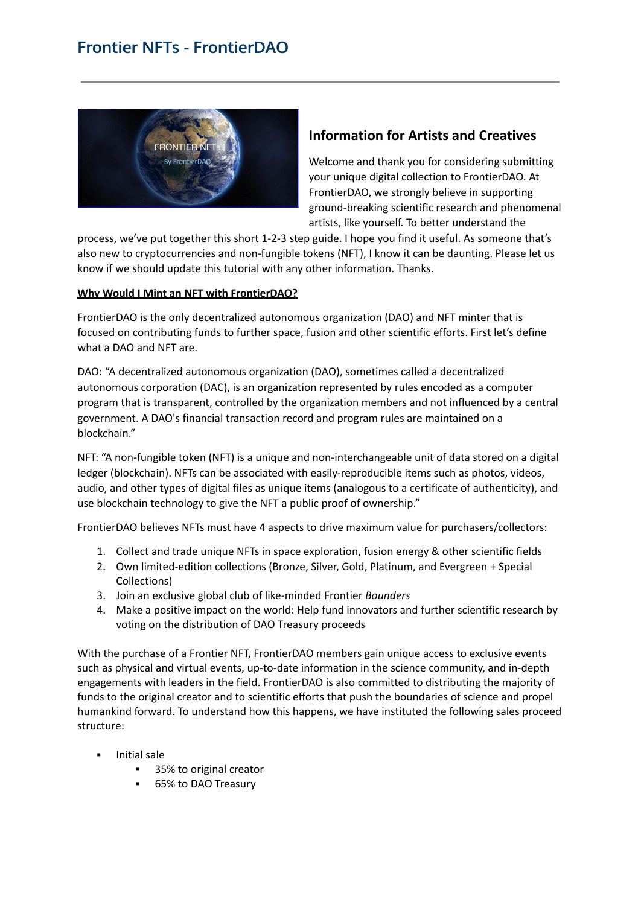# Frontier NFTs - FrontierDAO

## Information for Artists and Creatives

Welcome and thank you for considering submitting your unique digital collection to FrontierDAO. At FrontierDAO, we strongly believe in supporting ground-breaking scientific research and phenomenal artists, like yourself. To better understand the process, we've put together this short 1-2-3 step guide. I hope you find it useful. As someone that's also new to cryptocurrencies and non-fungible tokens (NFT), I know it can be daunting. Please let us know if we should update this tutorial with any other information. Thanks.

**Why Would I Mint an NFT with FrontierDAO?**

FrontierDAO is the only decentralized autonomous organization (DAO) and NFT minter that is focused on contributing funds to further space, fusion and other scientific efforts. First let's define what a DAO and NFT are.

DAO: "A decentralized autonomous organization (DAO), sometimes called a decentralized autonomous corporation (DAC), is an organization represented by rules encoded as a computer program that is transparent, controlled by the organization members and not influenced by a central government. A DAO's financial transaction record and program rules are maintained on a blockchain."

NFT: "A non-fungible token (NFT) is a unique and non-interchangeable unit of data stored on a digital ledger (blockchain). NFTs can be associated with easily-reproducible items such as photos, videos, audio, and other types of digital files as unique items (analogous to a certificate of authenticity), and use blockchain technology to give the NFT a public proof of ownership."

FrontierDAO believes NFTs must have 4 aspects to drive maximum value for purchasers/collectors:

1. Collect and trade unique NFTs in space exploration, fusion energy & other scientific fields
2. Own limited-edition collections (Bronze, Silver, Gold, Platinum, and Evergreen + Special Collections)
3. Join an exclusive global club of like-minded Frontier *Bounders*
4. Make a positive impact on the world: Help fund innovators and further scientific research by voting on the distribution of DAO Treasury proceeds

With the purchase of a Frontier NFT, FrontierDAO members gain unique access to exclusive events such as physical and virtual events, up-to-date information in the science community, and in-depth engagements with leaders in the field. FrontierDAO is also committed to distributing the majority of funds to the original creator and to scientific efforts that push the boundaries of science and propel humankind forward. To understand how this happens, we have instituted the following sales proceed structure:

- Initial sale
    - 35% to original creator
    - 65% to DAO Treasury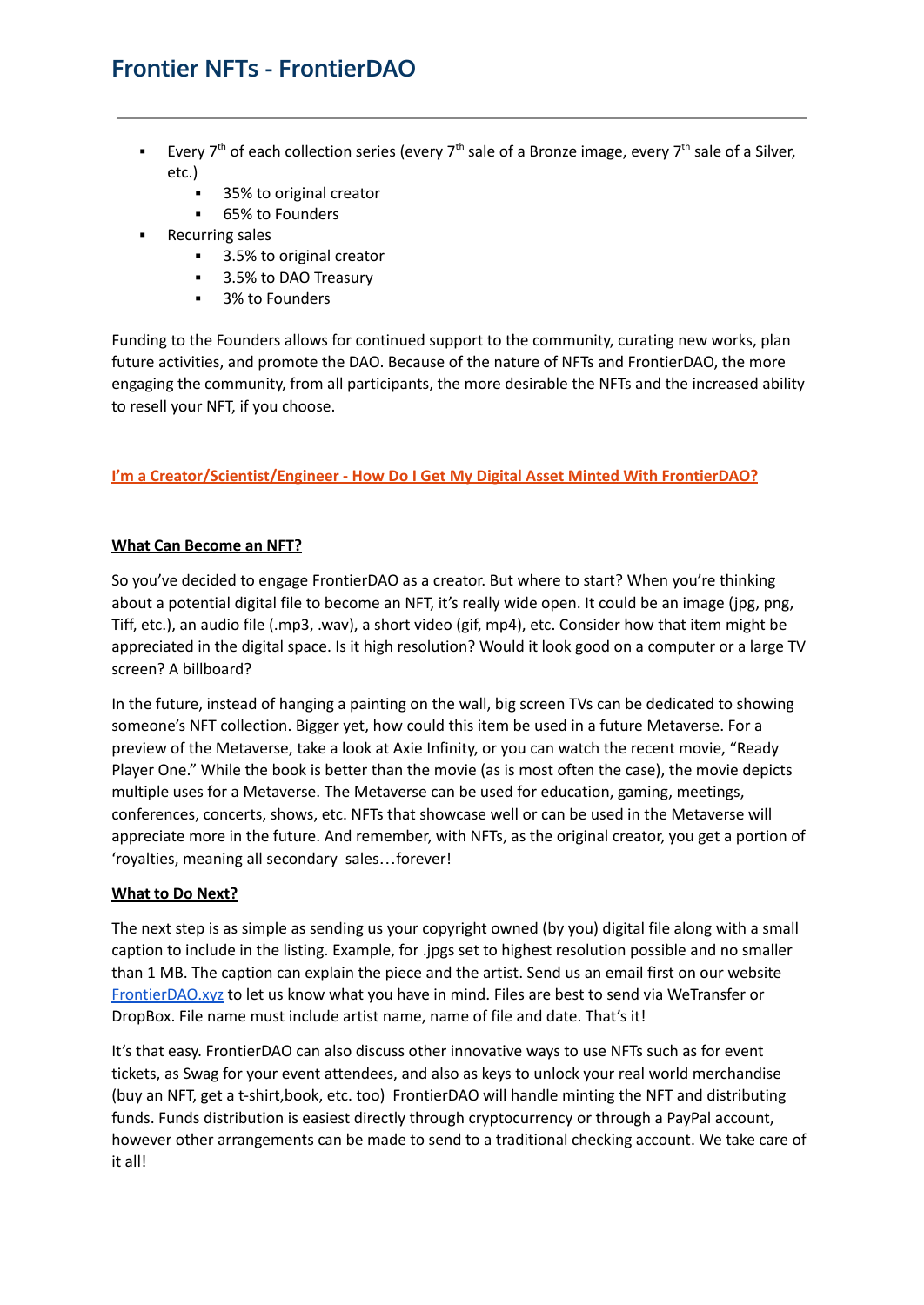- Every 7th of each collection series (every 7th sale of a Bronze image, every 7th sale of a Silver, etc.)
    - 35% to original creator
    - 65% to Founders
- Recurring sales
    - 3.5% to original creator
    - 3.5% to DAO Treasury
    - 3% to Founders

Funding to the Founders allows for continued support to the community, curating new works, plan future activities, and promote the DAO. Because of the nature of NFTs and FrontierDAO, the more engaging the community, from all participants, the more desirable the NFTs and the increased ability to resell your NFT, if you choose.

## I'm a Creator/Scientist/Engineer - How Do I Get My Digital Asset Minted With FrontierDAO?

### What Can Become an NFT?

So you've decided to engage FrontierDAO as a creator. But where to start? When you're thinking about a potential digital file to become an NFT, it's really wide open. It could be an image (jpg, png, Tiff, etc.), an audio file (.mp3, .wav), a short video (gif, mp4), etc. Consider how that item might be appreciated in the digital space. Is it high resolution? Would it look good on a computer or a large TV screen? A billboard?

In the future, instead of hanging a painting on the wall, big screen TVs can be dedicated to showing someone's NFT collection. Bigger yet, how could this item be used in a future Metaverse. For a preview of the Metaverse, take a look at Axie Infinity, or you can watch the recent movie, "Ready Player One." While the book is better than the movie (as is most often the case), the movie depicts multiple uses for a Metaverse. The Metaverse can be used for education, gaming, meetings, conferences, concerts, shows, etc. NFTs that showcase well or can be used in the Metaverse will appreciate more in the future. And remember, with NFTs, as the original creator, you get a portion of 'royalties, meaning all secondary sales…forever!

### What to Do Next?

The next step is as simple as sending us your copyright owned (by you) digital file along with a small caption to include in the listing. Example, for .jpgs set to highest resolution possible and no smaller than 1 MB. The caption can explain the piece and the artist. Send us an email first on our website FrontierDAO.xyz to let us know what you have in mind. Files are best to send via WeTransfer or DropBox. File name must include artist name, name of file and date. That's it!

It's that easy. FrontierDAO can also discuss other innovative ways to use NFTs such as for event tickets, as Swag for your event attendees, and also as keys to unlock your real world merchandise (buy an NFT, get a t-shirt,book, etc. too) FrontierDAO will handle minting the NFT and distributing funds. Funds distribution is easiest directly through cryptocurrency or through a PayPal account, however other arrangements can be made to send to a traditional checking account. We take care of it all!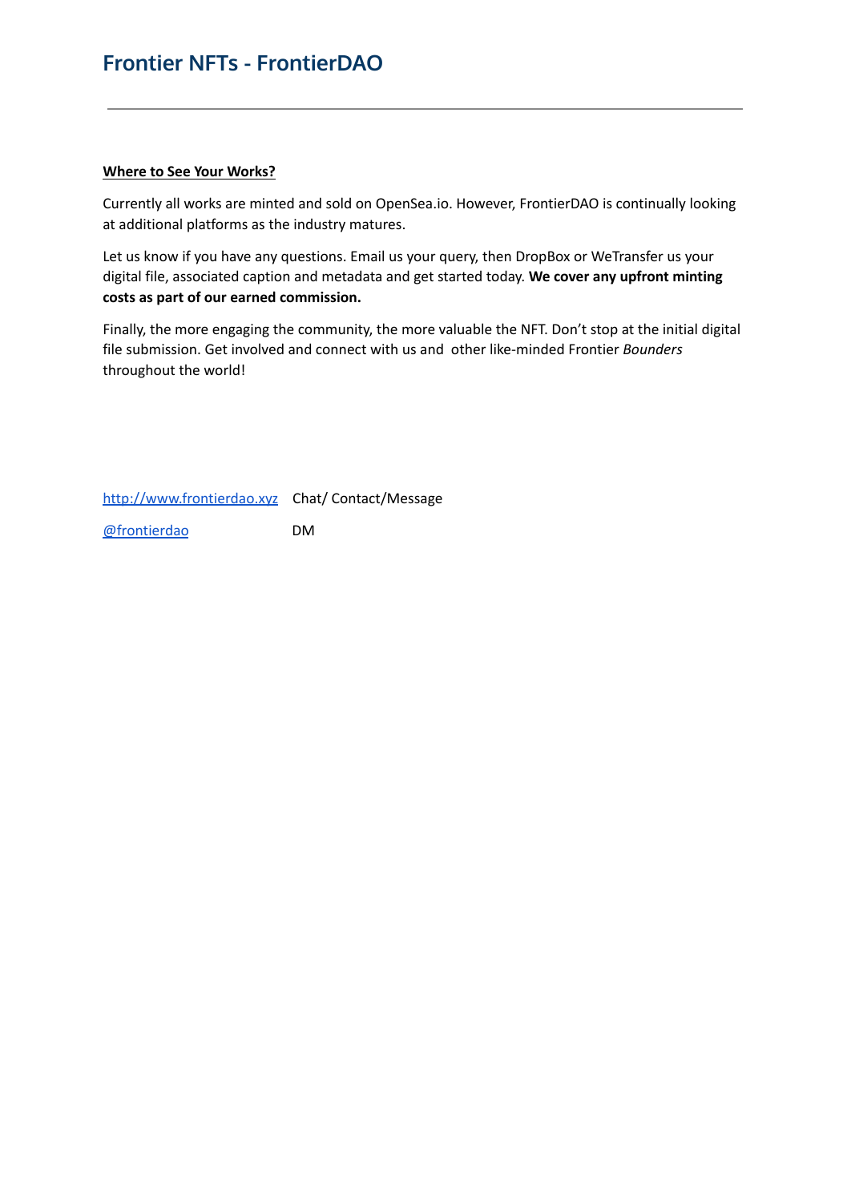# Frontier NFTs - FrontierDAO

---

**Where to See Your Works?**

Currently all works are minted and sold on OpenSea.io. However, FrontierDAO is continually looking at additional platforms as the industry matures.

Let us know if you have any questions. Email us your query, then DropBox or WeTransfer us your digital file, associated caption and metadata and get started today. **We cover any upfront minting costs as part of our earned commission.**

Finally, the more engaging the community, the more valuable the NFT. Don't stop at the initial digital file submission. Get involved and connect with us and other like-minded Frontier *Bounders* throughout the world!

| | |
|---|---|
| [http://www.frontierdao.xyz](http://www.frontierdao.xyz) | Chat/ Contact/Message |
| @frontierdao | DM |